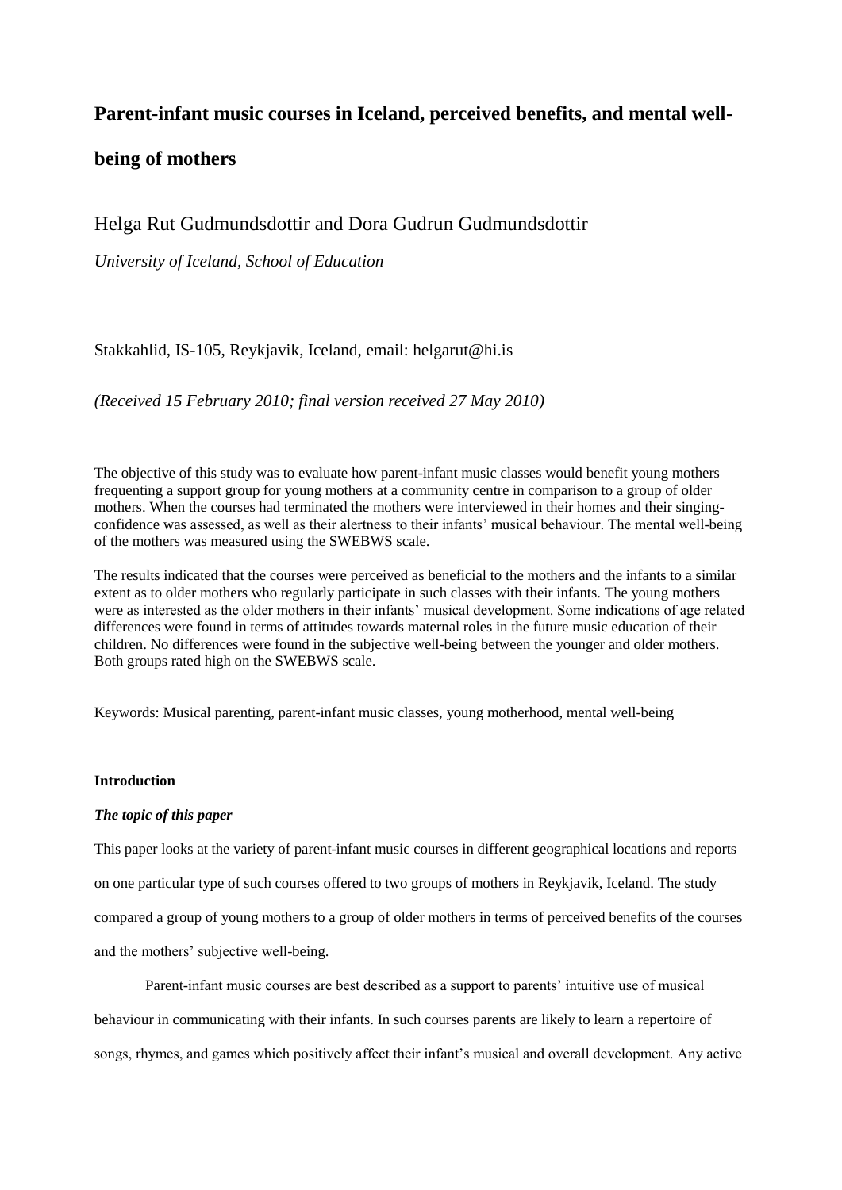# Parent-infant music courses in Iceland, perceived benefits, and mental well-being of mothers

Helga Rut Gudmundsdottir and Dora Gudrun Gudmundsdottir

*University of Iceland, School of Education*

Stakkahlid, IS-105, Reykjavik, Iceland, email: helgarut@hi.is

*(Received 15 February 2010; final version received 27 May 2010)*

The objective of this study was to evaluate how parent-infant music classes would benefit young mothers frequenting a support group for young mothers at a community centre in comparison to a group of older mothers. When the courses had terminated the mothers were interviewed in their homes and their singing-confidence was assessed, as well as their alertness to their infants' musical behaviour. The mental well-being of the mothers was measured using the SWEBWS scale.

The results indicated that the courses were perceived as beneficial to the mothers and the infants to a similar extent as to older mothers who regularly participate in such classes with their infants. The young mothers were as interested as the older mothers in their infants' musical development. Some indications of age related differences were found in terms of attitudes towards maternal roles in the future music education of their children. No differences were found in the subjective well-being between the younger and older mothers. Both groups rated high on the SWEBWS scale.

Keywords: Musical parenting, parent-infant music classes, young motherhood, mental well-being

## Introduction

### *The topic of this paper*

This paper looks at the variety of parent-infant music courses in different geographical locations and reports on one particular type of such courses offered to two groups of mothers in Reykjavik, Iceland. The study compared a group of young mothers to a group of older mothers in terms of perceived benefits of the courses and the mothers' subjective well-being.

Parent-infant music courses are best described as a support to parents' intuitive use of musical behaviour in communicating with their infants. In such courses parents are likely to learn a repertoire of songs, rhymes, and games which positively affect their infant's musical and overall development. Any active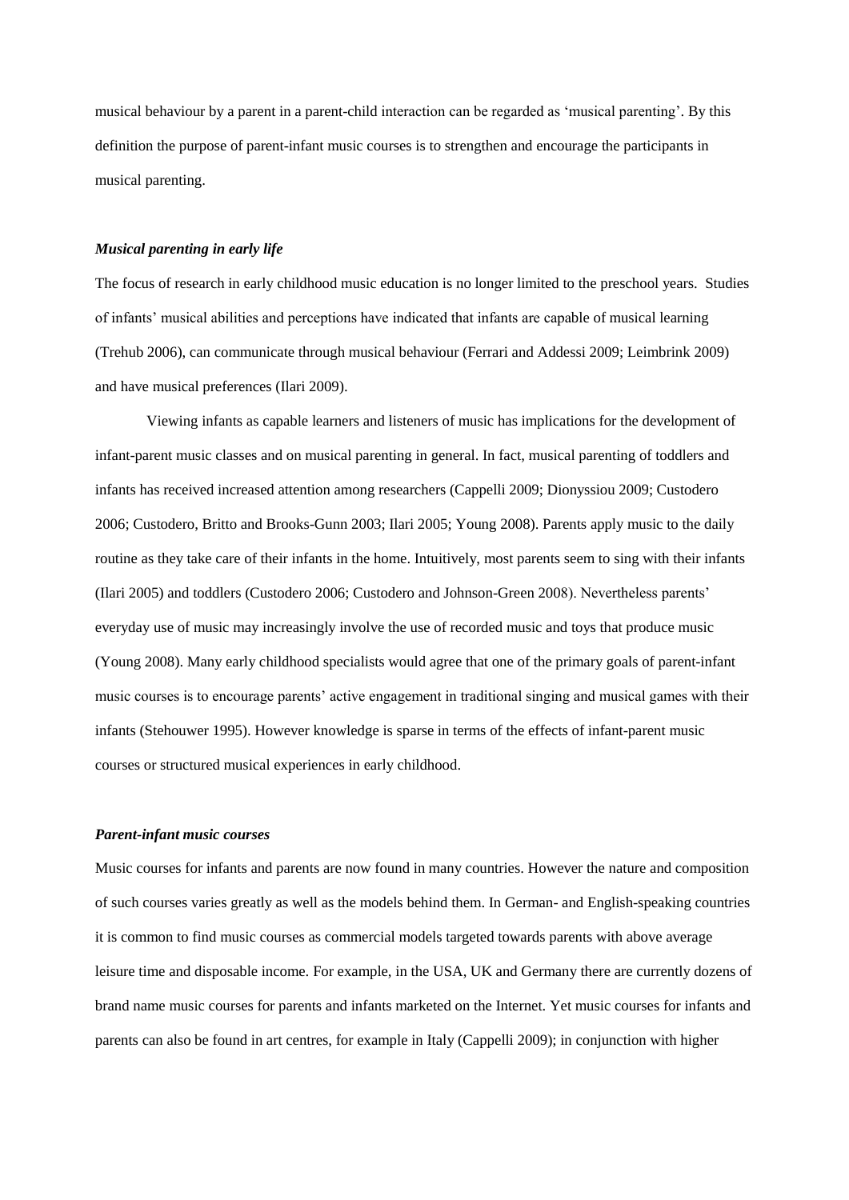musical behaviour by a parent in a parent-child interaction can be regarded as 'musical parenting'. By this definition the purpose of parent-infant music courses is to strengthen and encourage the participants in musical parenting.

### *Musical parenting in early life*

The focus of research in early childhood music education is no longer limited to the preschool years. Studies of infants' musical abilities and perceptions have indicated that infants are capable of musical learning (Trehub 2006), can communicate through musical behaviour (Ferrari and Addessi 2009; Leimbrink 2009) and have musical preferences (Ilari 2009).

Viewing infants as capable learners and listeners of music has implications for the development of infant-parent music classes and on musical parenting in general. In fact, musical parenting of toddlers and infants has received increased attention among researchers (Cappelli 2009; Dionyssiou 2009; Custodero 2006; Custodero, Britto and Brooks-Gunn 2003; Ilari 2005; Young 2008). Parents apply music to the daily routine as they take care of their infants in the home. Intuitively, most parents seem to sing with their infants (Ilari 2005) and toddlers (Custodero 2006; Custodero and Johnson-Green 2008). Nevertheless parents' everyday use of music may increasingly involve the use of recorded music and toys that produce music (Young 2008). Many early childhood specialists would agree that one of the primary goals of parent-infant music courses is to encourage parents' active engagement in traditional singing and musical games with their infants (Stehouwer 1995). However knowledge is sparse in terms of the effects of infant-parent music courses or structured musical experiences in early childhood.

### *Parent-infant music courses*

Music courses for infants and parents are now found in many countries. However the nature and composition of such courses varies greatly as well as the models behind them. In German- and English-speaking countries it is common to find music courses as commercial models targeted towards parents with above average leisure time and disposable income. For example, in the USA, UK and Germany there are currently dozens of brand name music courses for parents and infants marketed on the Internet. Yet music courses for infants and parents can also be found in art centres, for example in Italy (Cappelli 2009); in conjunction with higher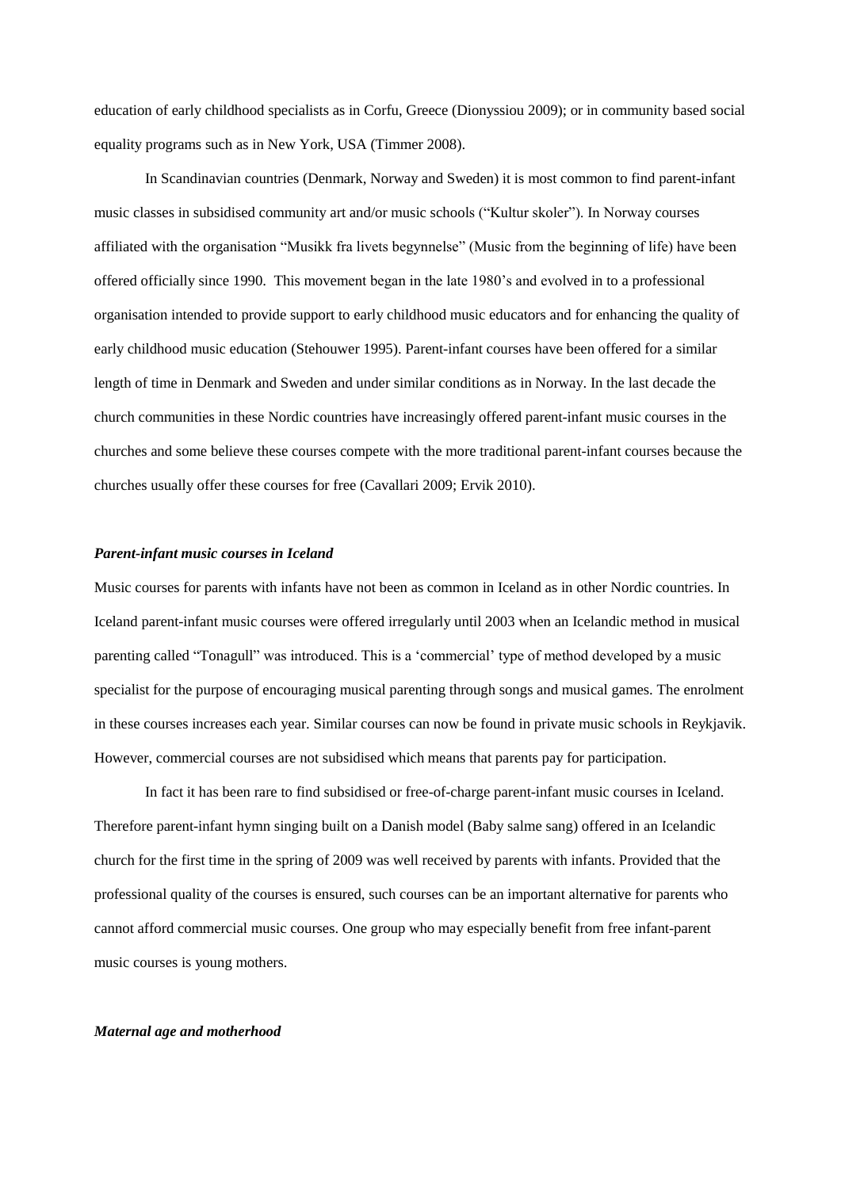education of early childhood specialists as in Corfu, Greece (Dionyssiou 2009); or in community based social equality programs such as in New York, USA (Timmer 2008).

In Scandinavian countries (Denmark, Norway and Sweden) it is most common to find parent-infant music classes in subsidised community art and/or music schools ("Kultur skoler"). In Norway courses affiliated with the organisation "Musikk fra livets begynnelse" (Music from the beginning of life) have been offered officially since 1990. This movement began in the late 1980's and evolved in to a professional organisation intended to provide support to early childhood music educators and for enhancing the quality of early childhood music education (Stehouwer 1995). Parent-infant courses have been offered for a similar length of time in Denmark and Sweden and under similar conditions as in Norway. In the last decade the church communities in these Nordic countries have increasingly offered parent-infant music courses in the churches and some believe these courses compete with the more traditional parent-infant courses because the churches usually offer these courses for free (Cavallari 2009; Ervik 2010).

### *Parent-infant music courses in Iceland*

Music courses for parents with infants have not been as common in Iceland as in other Nordic countries. In Iceland parent-infant music courses were offered irregularly until 2003 when an Icelandic method in musical parenting called "Tonagull" was introduced. This is a 'commercial' type of method developed by a music specialist for the purpose of encouraging musical parenting through songs and musical games. The enrolment in these courses increases each year. Similar courses can now be found in private music schools in Reykjavik. However, commercial courses are not subsidised which means that parents pay for participation.

In fact it has been rare to find subsidised or free-of-charge parent-infant music courses in Iceland. Therefore parent-infant hymn singing built on a Danish model (Baby salme sang) offered in an Icelandic church for the first time in the spring of 2009 was well received by parents with infants. Provided that the professional quality of the courses is ensured, such courses can be an important alternative for parents who cannot afford commercial music courses. One group who may especially benefit from free infant-parent music courses is young mothers.

### *Maternal age and motherhood*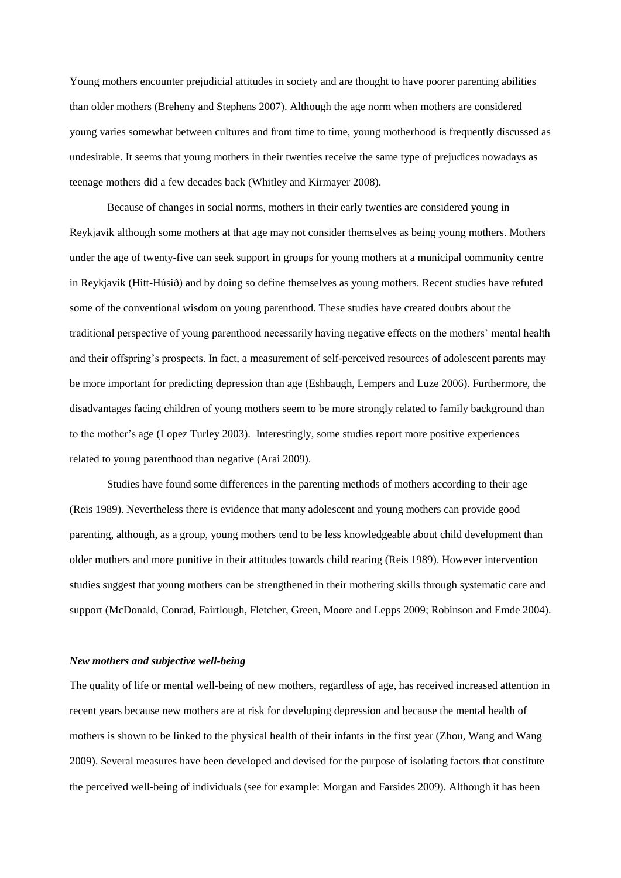Young mothers encounter prejudicial attitudes in society and are thought to have poorer parenting abilities than older mothers (Breheny and Stephens 2007). Although the age norm when mothers are considered young varies somewhat between cultures and from time to time, young motherhood is frequently discussed as undesirable. It seems that young mothers in their twenties receive the same type of prejudices nowadays as teenage mothers did a few decades back (Whitley and Kirmayer 2008).

Because of changes in social norms, mothers in their early twenties are considered young in Reykjavik although some mothers at that age may not consider themselves as being young mothers. Mothers under the age of twenty-five can seek support in groups for young mothers at a municipal community centre in Reykjavik (Hitt-Húsið) and by doing so define themselves as young mothers. Recent studies have refuted some of the conventional wisdom on young parenthood. These studies have created doubts about the traditional perspective of young parenthood necessarily having negative effects on the mothers' mental health and their offspring's prospects. In fact, a measurement of self-perceived resources of adolescent parents may be more important for predicting depression than age (Eshbaugh, Lempers and Luze 2006). Furthermore, the disadvantages facing children of young mothers seem to be more strongly related to family background than to the mother's age (Lopez Turley 2003). Interestingly, some studies report more positive experiences related to young parenthood than negative (Arai 2009).

Studies have found some differences in the parenting methods of mothers according to their age (Reis 1989). Nevertheless there is evidence that many adolescent and young mothers can provide good parenting, although, as a group, young mothers tend to be less knowledgeable about child development than older mothers and more punitive in their attitudes towards child rearing (Reis 1989). However intervention studies suggest that young mothers can be strengthened in their mothering skills through systematic care and support (McDonald, Conrad, Fairtlough, Fletcher, Green, Moore and Lepps 2009; Robinson and Emde 2004).

### *New mothers and subjective well-being*

The quality of life or mental well-being of new mothers, regardless of age, has received increased attention in recent years because new mothers are at risk for developing depression and because the mental health of mothers is shown to be linked to the physical health of their infants in the first year (Zhou, Wang and Wang 2009). Several measures have been developed and devised for the purpose of isolating factors that constitute the perceived well-being of individuals (see for example: Morgan and Farsides 2009). Although it has been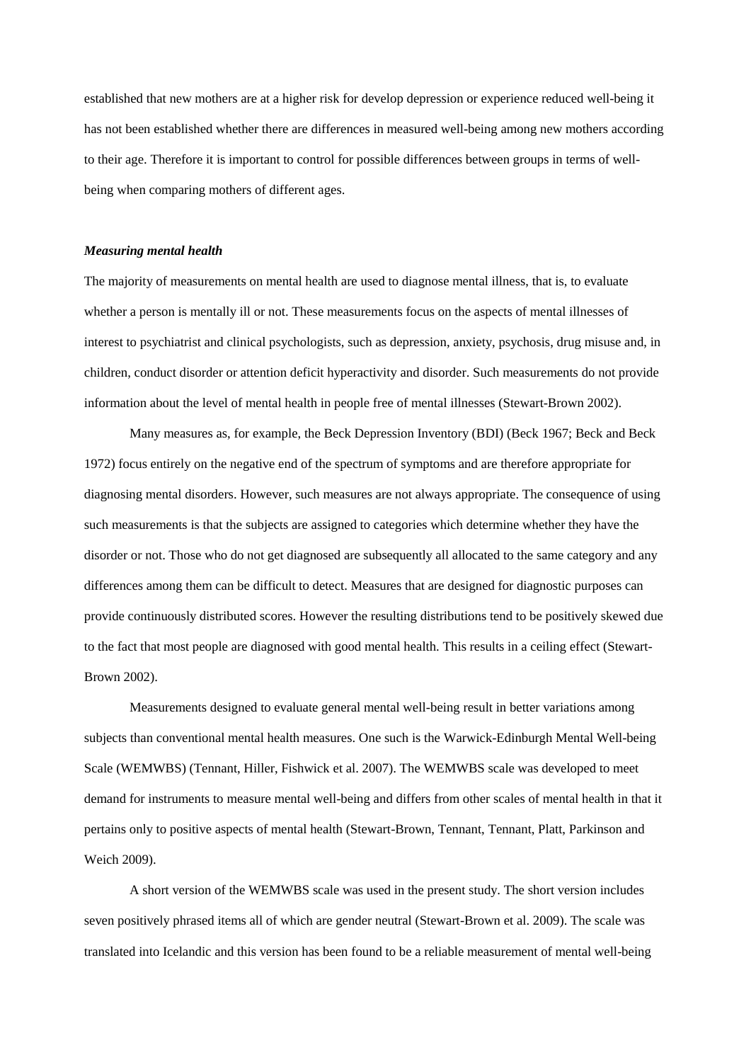established that new mothers are at a higher risk for develop depression or experience reduced well-being it has not been established whether there are differences in measured well-being among new mothers according to their age. Therefore it is important to control for possible differences between groups in terms of well-being when comparing mothers of different ages.

***Measuring mental health***

The majority of measurements on mental health are used to diagnose mental illness, that is, to evaluate whether a person is mentally ill or not. These measurements focus on the aspects of mental illnesses of interest to psychiatrist and clinical psychologists, such as depression, anxiety, psychosis, drug misuse and, in children, conduct disorder or attention deficit hyperactivity and disorder. Such measurements do not provide information about the level of mental health in people free of mental illnesses (Stewart-Brown 2002).

Many measures as, for example, the Beck Depression Inventory (BDI) (Beck 1967; Beck and Beck 1972) focus entirely on the negative end of the spectrum of symptoms and are therefore appropriate for diagnosing mental disorders. However, such measures are not always appropriate. The consequence of using such measurements is that the subjects are assigned to categories which determine whether they have the disorder or not. Those who do not get diagnosed are subsequently all allocated to the same category and any differences among them can be difficult to detect. Measures that are designed for diagnostic purposes can provide continuously distributed scores. However the resulting distributions tend to be positively skewed due to the fact that most people are diagnosed with good mental health. This results in a ceiling effect (Stewart-Brown 2002).

Measurements designed to evaluate general mental well-being result in better variations among subjects than conventional mental health measures. One such is the Warwick-Edinburgh Mental Well-being Scale (WEMWBS) (Tennant, Hiller, Fishwick et al. 2007). The WEMWBS scale was developed to meet demand for instruments to measure mental well-being and differs from other scales of mental health in that it pertains only to positive aspects of mental health (Stewart-Brown, Tennant, Tennant, Platt, Parkinson and Weich 2009).

A short version of the WEMWBS scale was used in the present study. The short version includes seven positively phrased items all of which are gender neutral (Stewart-Brown et al. 2009). The scale was translated into Icelandic and this version has been found to be a reliable measurement of mental well-being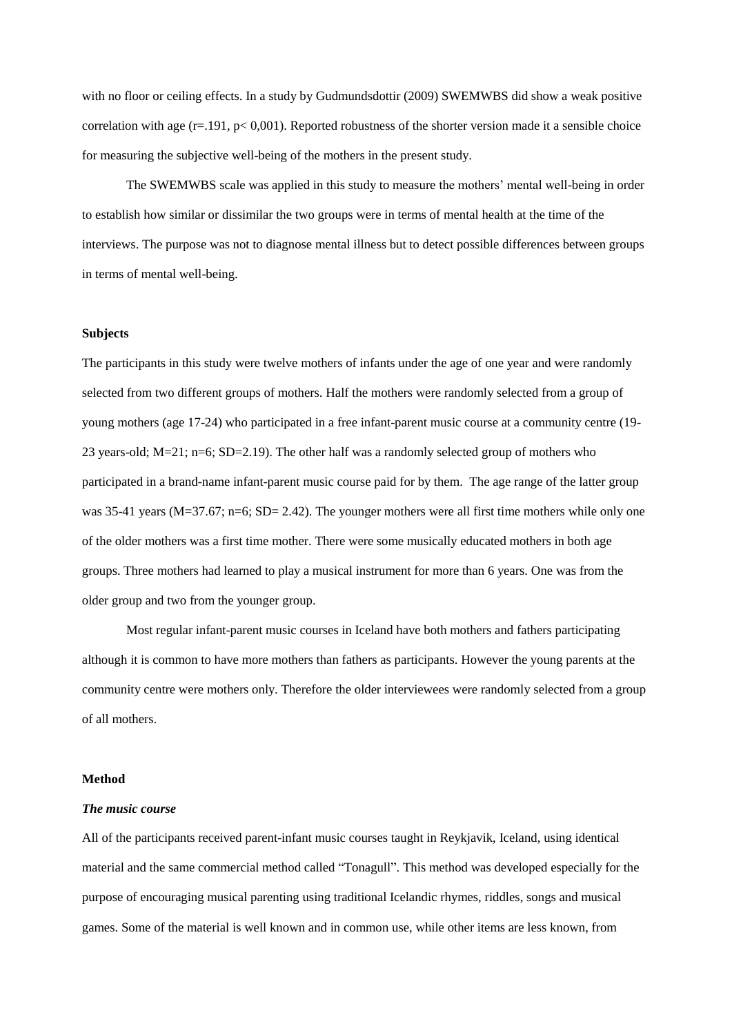with no floor or ceiling effects. In a study by Gudmundsdottir (2009) SWEMWBS did show a weak positive correlation with age ($r=.191$, $p< 0,001$). Reported robustness of the shorter version made it a sensible choice for measuring the subjective well-being of the mothers in the present study.

The SWEMWBS scale was applied in this study to measure the mothers' mental well-being in order to establish how similar or dissimilar the two groups were in terms of mental health at the time of the interviews. The purpose was not to diagnose mental illness but to detect possible differences between groups in terms of mental well-being.

**Subjects**

The participants in this study were twelve mothers of infants under the age of one year and were randomly selected from two different groups of mothers. Half the mothers were randomly selected from a group of young mothers (age 17-24) who participated in a free infant-parent music course at a community centre (19-23 years-old; $M=21$; $n=6$; $SD=2.19$). The other half was a randomly selected group of mothers who participated in a brand-name infant-parent music course paid for by them. The age range of the latter group was 35-41 years ($M=37.67$; $n=6$; $SD= 2.42$). The younger mothers were all first time mothers while only one of the older mothers was a first time mother. There were some musically educated mothers in both age groups. Three mothers had learned to play a musical instrument for more than 6 years. One was from the older group and two from the younger group.

Most regular infant-parent music courses in Iceland have both mothers and fathers participating although it is common to have more mothers than fathers as participants. However the young parents at the community centre were mothers only. Therefore the older interviewees were randomly selected from a group of all mothers.

**Method**

***The music course***

All of the participants received parent-infant music courses taught in Reykjavik, Iceland, using identical material and the same commercial method called "Tonagull". This method was developed especially for the purpose of encouraging musical parenting using traditional Icelandic rhymes, riddles, songs and musical games. Some of the material is well known and in common use, while other items are less known, from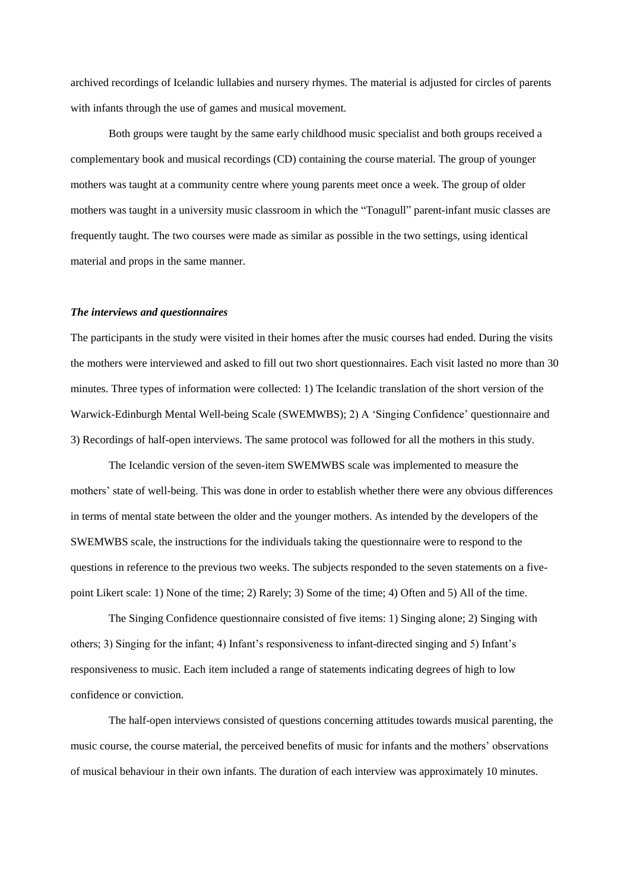archived recordings of Icelandic lullabies and nursery rhymes. The material is adjusted for circles of parents with infants through the use of games and musical movement.

Both groups were taught by the same early childhood music specialist and both groups received a complementary book and musical recordings (CD) containing the course material. The group of younger mothers was taught at a community centre where young parents meet once a week. The group of older mothers was taught in a university music classroom in which the "Tonagull" parent-infant music classes are frequently taught. The two courses were made as similar as possible in the two settings, using identical material and props in the same manner.

### ***The interviews and questionnaires***

The participants in the study were visited in their homes after the music courses had ended. During the visits the mothers were interviewed and asked to fill out two short questionnaires. Each visit lasted no more than 30 minutes. Three types of information were collected: 1) The Icelandic translation of the short version of the Warwick-Edinburgh Mental Well-being Scale (SWEMWBS); 2) A 'Singing Confidence' questionnaire and 3) Recordings of half-open interviews. The same protocol was followed for all the mothers in this study.

The Icelandic version of the seven-item SWEMWBS scale was implemented to measure the mothers' state of well-being. This was done in order to establish whether there were any obvious differences in terms of mental state between the older and the younger mothers. As intended by the developers of the SWEMWBS scale, the instructions for the individuals taking the questionnaire were to respond to the questions in reference to the previous two weeks. The subjects responded to the seven statements on a five-point Likert scale: 1) None of the time; 2) Rarely; 3) Some of the time; 4) Often and 5) All of the time.

The Singing Confidence questionnaire consisted of five items: 1) Singing alone; 2) Singing with others; 3) Singing for the infant; 4) Infant's responsiveness to infant-directed singing and 5) Infant's responsiveness to music. Each item included a range of statements indicating degrees of high to low confidence or conviction.

The half-open interviews consisted of questions concerning attitudes towards musical parenting, the music course, the course material, the perceived benefits of music for infants and the mothers' observations of musical behaviour in their own infants. The duration of each interview was approximately 10 minutes.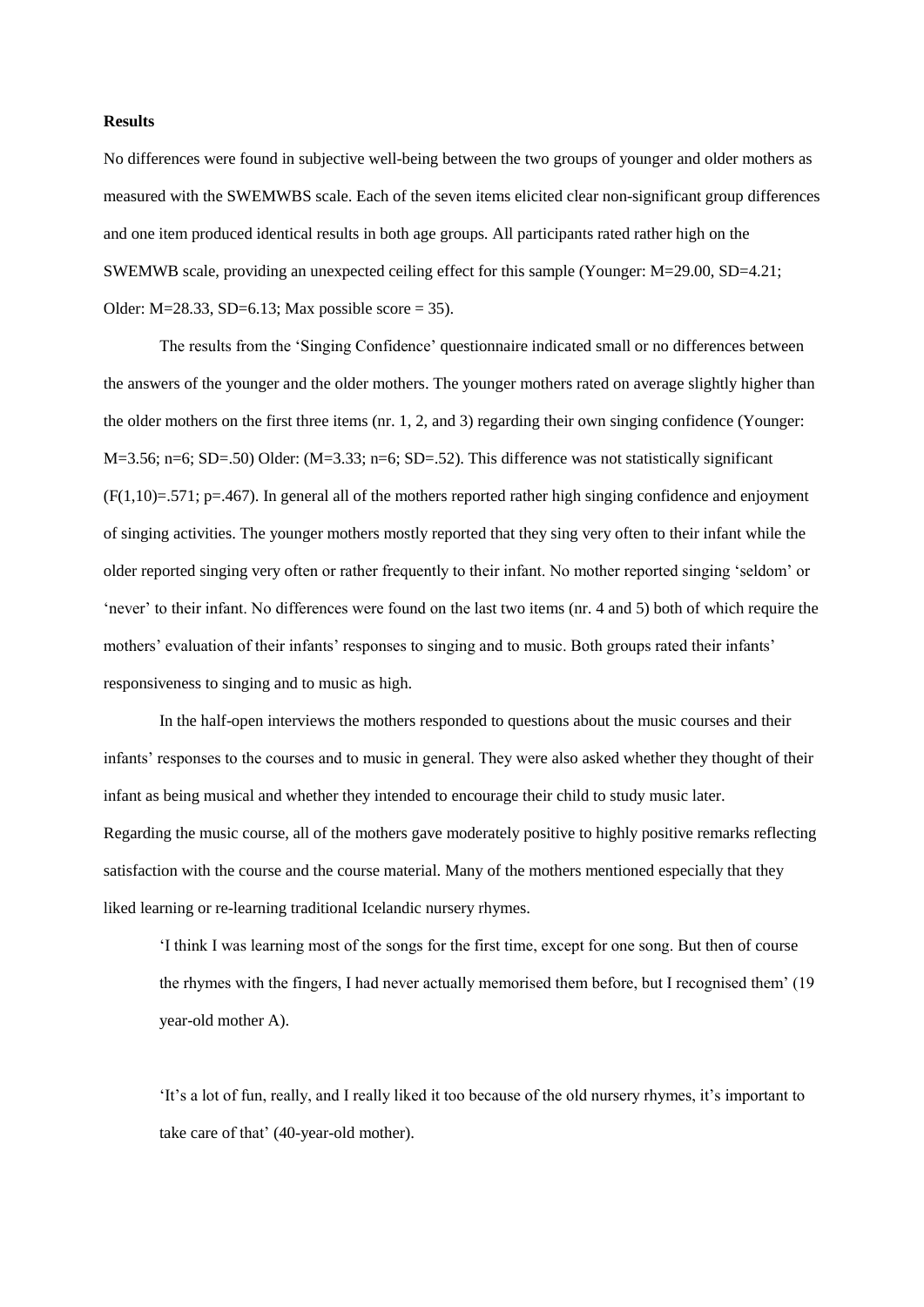**Results**

No differences were found in subjective well-being between the two groups of younger and older mothers as measured with the SWEMWBS scale. Each of the seven items elicited clear non-significant group differences and one item produced identical results in both age groups. All participants rated rather high on the SWEMWB scale, providing an unexpected ceiling effect for this sample (Younger: $M=29.00$, $SD=4.21$; Older: $M=28.33$, $SD=6.13$; Max possible score = 35).

The results from the 'Singing Confidence' questionnaire indicated small or no differences between the answers of the younger and the older mothers. The younger mothers rated on average slightly higher than the older mothers on the first three items (nr. 1, 2, and 3) regarding their own singing confidence (Younger: $M=3.56$; $n=6$; $SD=.50$) Older: ($M=3.33$; $n=6$; $SD=.52$). This difference was not statistically significant ($F(1,10)=.571$; $p=.467$). In general all of the mothers reported rather high singing confidence and enjoyment of singing activities. The younger mothers mostly reported that they sing very often to their infant while the older reported singing very often or rather frequently to their infant. No mother reported singing 'seldom' or 'never' to their infant. No differences were found on the last two items (nr. 4 and 5) both of which require the mothers' evaluation of their infants' responses to singing and to music. Both groups rated their infants' responsiveness to singing and to music as high.

In the half-open interviews the mothers responded to questions about the music courses and their infants' responses to the courses and to music in general. They were also asked whether they thought of their infant as being musical and whether they intended to encourage their child to study music later. Regarding the music course, all of the mothers gave moderately positive to highly positive remarks reflecting satisfaction with the course and the course material. Many of the mothers mentioned especially that they liked learning or re-learning traditional Icelandic nursery rhymes.

> 'I think I was learning most of the songs for the first time, except for one song. But then of course the rhymes with the fingers, I had never actually memorised them before, but I recognised them' (19 year-old mother A).

> 'It's a lot of fun, really, and I really liked it too because of the old nursery rhymes, it's important to take care of that' (40-year-old mother).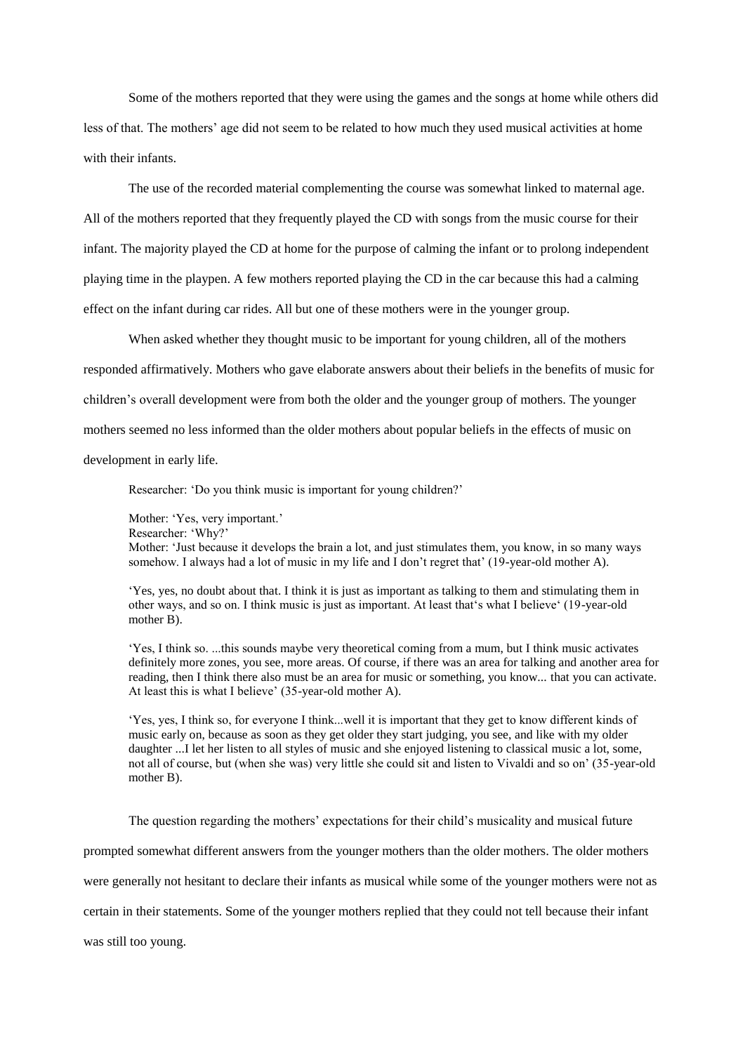Some of the mothers reported that they were using the games and the songs at home while others did less of that. The mothers' age did not seem to be related to how much they used musical activities at home with their infants.

The use of the recorded material complementing the course was somewhat linked to maternal age. All of the mothers reported that they frequently played the CD with songs from the music course for their infant. The majority played the CD at home for the purpose of calming the infant or to prolong independent playing time in the playpen. A few mothers reported playing the CD in the car because this had a calming effect on the infant during car rides. All but one of these mothers were in the younger group.

When asked whether they thought music to be important for young children, all of the mothers responded affirmatively. Mothers who gave elaborate answers about their beliefs in the benefits of music for children's overall development were from both the older and the younger group of mothers. The younger mothers seemed no less informed than the older mothers about popular beliefs in the effects of music on development in early life.

> Researcher: 'Do you think music is important for young children?'
>
> Mother: 'Yes, very important.'
> Researcher: 'Why?'
> Mother: 'Just because it develops the brain a lot, and just stimulates them, you know, in so many ways somehow. I always had a lot of music in my life and I don't regret that' (19-year-old mother A).
>
> 'Yes, yes, no doubt about that. I think it is just as important as talking to them and stimulating them in other ways, and so on. I think music is just as important. At least that's what I believe' (19-year-old mother B).
>
> 'Yes, I think so. ...this sounds maybe very theoretical coming from a mum, but I think music activates definitely more zones, you see, more areas. Of course, if there was an area for talking and another area for reading, then I think there also must be an area for music or something, you know... that you can activate. At least this is what I believe' (35-year-old mother A).
>
> 'Yes, yes, I think so, for everyone I think...well it is important that they get to know different kinds of music early on, because as soon as they get older they start judging, you see, and like with my older daughter ...I let her listen to all styles of music and she enjoyed listening to classical music a lot, some, not all of course, but (when she was) very little she could sit and listen to Vivaldi and so on' (35-year-old mother B).

The question regarding the mothers' expectations for their child's musicality and musical future prompted somewhat different answers from the younger mothers than the older mothers. The older mothers were generally not hesitant to declare their infants as musical while some of the younger mothers were not as certain in their statements. Some of the younger mothers replied that they could not tell because their infant was still too young.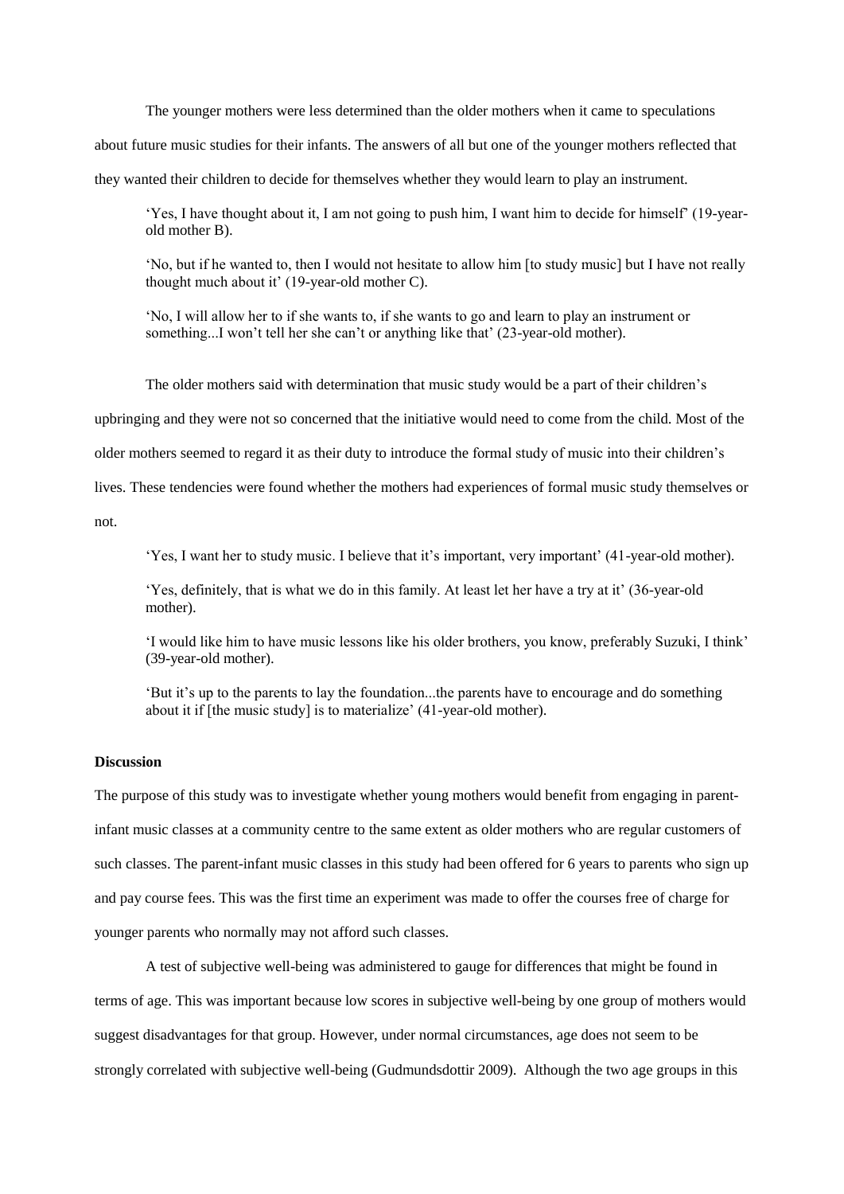The younger mothers were less determined than the older mothers when it came to speculations about future music studies for their infants. The answers of all but one of the younger mothers reflected that they wanted their children to decide for themselves whether they would learn to play an instrument.

> 'Yes, I have thought about it, I am not going to push him, I want him to decide for himself' (19-year-old mother B).
>
> 'No, but if he wanted to, then I would not hesitate to allow him [to study music] but I have not really thought much about it' (19-year-old mother C).
>
> 'No, I will allow her to if she wants to, if she wants to go and learn to play an instrument or something...I won't tell her she can't or anything like that' (23-year-old mother).

The older mothers said with determination that music study would be a part of their children's upbringing and they were not so concerned that the initiative would need to come from the child. Most of the older mothers seemed to regard it as their duty to introduce the formal study of music into their children's lives. These tendencies were found whether the mothers had experiences of formal music study themselves or not.

> 'Yes, I want her to study music. I believe that it's important, very important' (41-year-old mother).
>
> 'Yes, definitely, that is what we do in this family. At least let her have a try at it' (36-year-old mother).
>
> 'I would like him to have music lessons like his older brothers, you know, preferably Suzuki, I think' (39-year-old mother).
>
> 'But it's up to the parents to lay the foundation...the parents have to encourage and do something about it if [the music study] is to materialize' (41-year-old mother).

**Discussion**

The purpose of this study was to investigate whether young mothers would benefit from engaging in parent-infant music classes at a community centre to the same extent as older mothers who are regular customers of such classes. The parent-infant music classes in this study had been offered for 6 years to parents who sign up and pay course fees. This was the first time an experiment was made to offer the courses free of charge for younger parents who normally may not afford such classes.

A test of subjective well-being was administered to gauge for differences that might be found in terms of age. This was important because low scores in subjective well-being by one group of mothers would suggest disadvantages for that group. However, under normal circumstances, age does not seem to be strongly correlated with subjective well-being (Gudmundsdottir 2009). Although the two age groups in this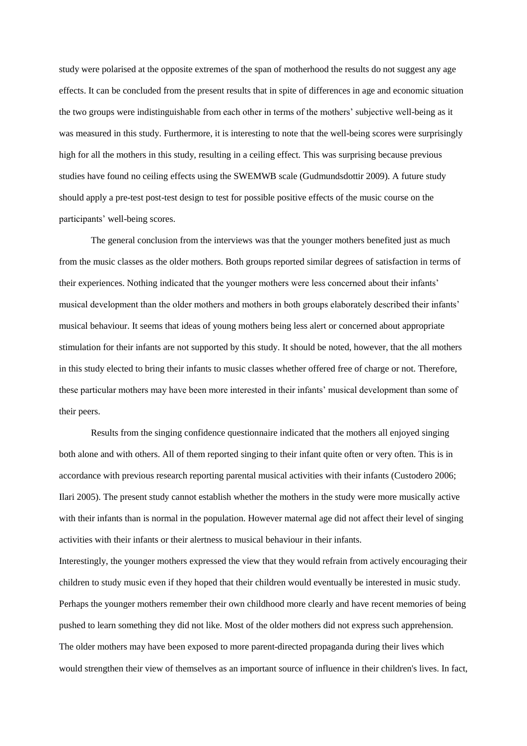study were polarised at the opposite extremes of the span of motherhood the results do not suggest any age effects. It can be concluded from the present results that in spite of differences in age and economic situation the two groups were indistinguishable from each other in terms of the mothers' subjective well-being as it was measured in this study. Furthermore, it is interesting to note that the well-being scores were surprisingly high for all the mothers in this study, resulting in a ceiling effect. This was surprising because previous studies have found no ceiling effects using the SWEMWB scale (Gudmundsdottir 2009). A future study should apply a pre-test post-test design to test for possible positive effects of the music course on the participants' well-being scores.

The general conclusion from the interviews was that the younger mothers benefited just as much from the music classes as the older mothers. Both groups reported similar degrees of satisfaction in terms of their experiences. Nothing indicated that the younger mothers were less concerned about their infants' musical development than the older mothers and mothers in both groups elaborately described their infants' musical behaviour. It seems that ideas of young mothers being less alert or concerned about appropriate stimulation for their infants are not supported by this study. It should be noted, however, that the all mothers in this study elected to bring their infants to music classes whether offered free of charge or not. Therefore, these particular mothers may have been more interested in their infants' musical development than some of their peers.

Results from the singing confidence questionnaire indicated that the mothers all enjoyed singing both alone and with others. All of them reported singing to their infant quite often or very often. This is in accordance with previous research reporting parental musical activities with their infants (Custodero 2006; Ilari 2005). The present study cannot establish whether the mothers in the study were more musically active with their infants than is normal in the population. However maternal age did not affect their level of singing activities with their infants or their alertness to musical behaviour in their infants.

Interestingly, the younger mothers expressed the view that they would refrain from actively encouraging their children to study music even if they hoped that their children would eventually be interested in music study. Perhaps the younger mothers remember their own childhood more clearly and have recent memories of being pushed to learn something they did not like. Most of the older mothers did not express such apprehension. The older mothers may have been exposed to more parent-directed propaganda during their lives which would strengthen their view of themselves as an important source of influence in their children's lives. In fact,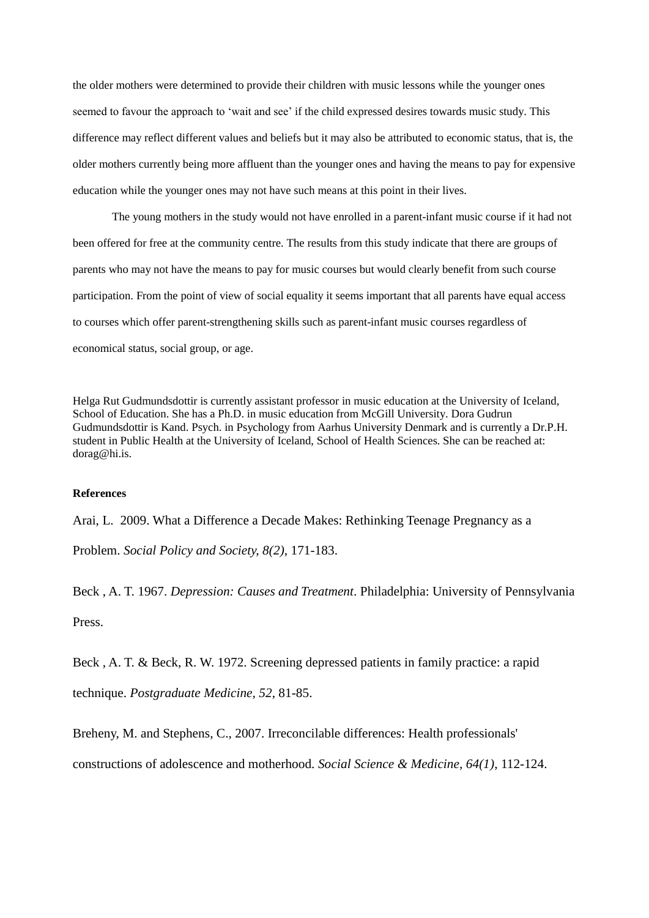the older mothers were determined to provide their children with music lessons while the younger ones seemed to favour the approach to 'wait and see' if the child expressed desires towards music study. This difference may reflect different values and beliefs but it may also be attributed to economic status, that is, the older mothers currently being more affluent than the younger ones and having the means to pay for expensive education while the younger ones may not have such means at this point in their lives.

The young mothers in the study would not have enrolled in a parent-infant music course if it had not been offered for free at the community centre. The results from this study indicate that there are groups of parents who may not have the means to pay for music courses but would clearly benefit from such course participation. From the point of view of social equality it seems important that all parents have equal access to courses which offer parent-strengthening skills such as parent-infant music courses regardless of economical status, social group, or age.

Helga Rut Gudmundsdottir is currently assistant professor in music education at the University of Iceland, School of Education. She has a Ph.D. in music education from McGill University. Dora Gudrun Gudmundsdottir is Kand. Psych. in Psychology from Aarhus University Denmark and is currently a Dr.P.H. student in Public Health at the University of Iceland, School of Health Sciences. She can be reached at: dorag@hi.is.

**References**

Arai, L. 2009. What a Difference a Decade Makes: Rethinking Teenage Pregnancy as a Problem. *Social Policy and Society, 8(2)*, 171-183.

Beck , A. T. 1967. *Depression: Causes and Treatment*. Philadelphia: University of Pennsylvania Press.

Beck , A. T. & Beck, R. W. 1972. Screening depressed patients in family practice: a rapid technique. *Postgraduate Medicine, 52*, 81-85.

Breheny, M. and Stephens, C., 2007. Irreconcilable differences: Health professionals' constructions of adolescence and motherhood. *Social Science & Medicine, 64(1)*, 112-124.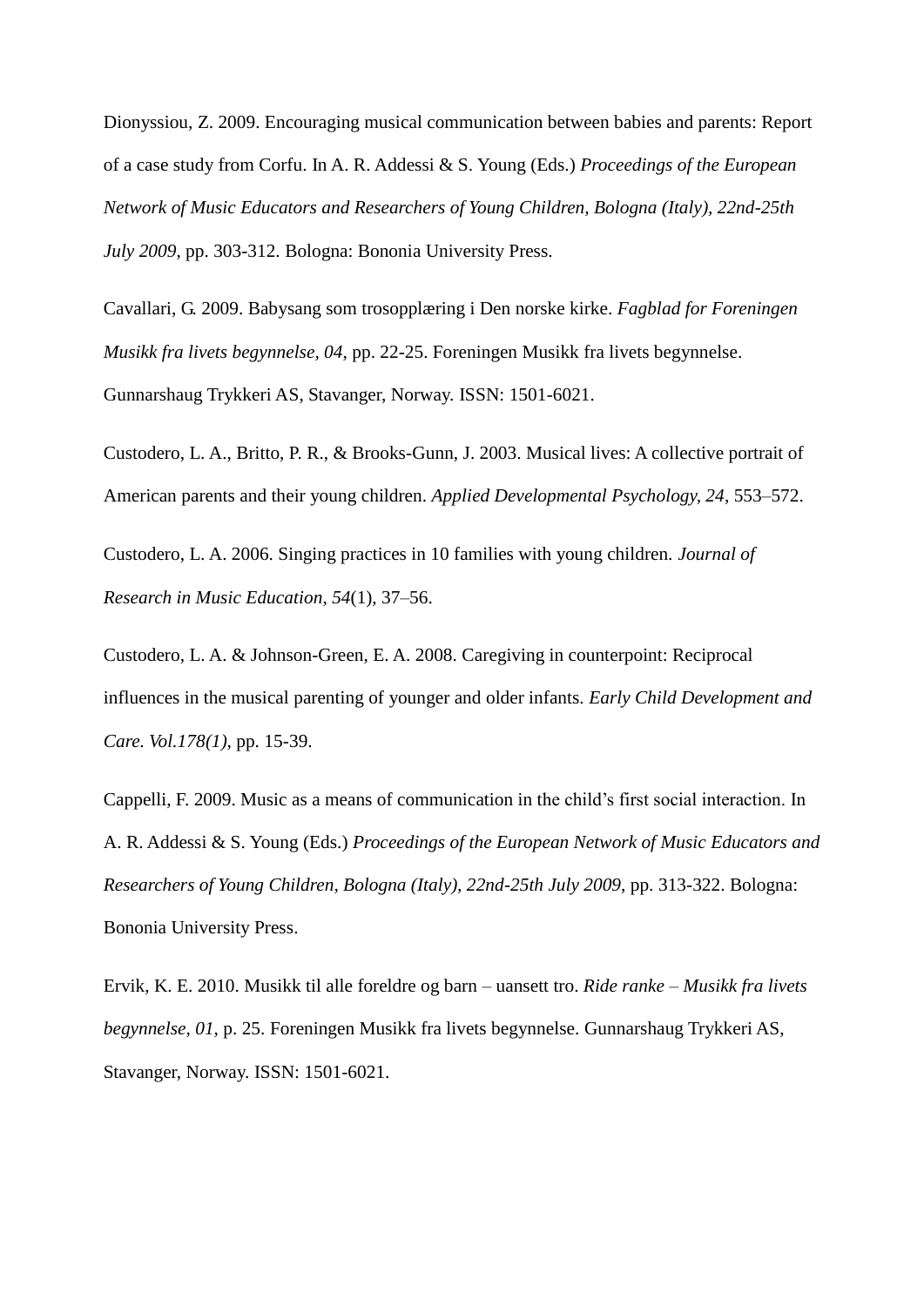Dionyssiou, Z. 2009. Encouraging musical communication between babies and parents: Report of a case study from Corfu. In A. R. Addessi & S. Young (Eds.) *Proceedings of the European Network of Music Educators and Researchers of Young Children, Bologna (Italy), 22nd-25th July 2009*, pp. 303-312. Bologna: Bononia University Press.

Cavallari, G. 2009. Babysang som trosopplæring i Den norske kirke. *Fagblad for Foreningen Musikk fra livets begynnelse, 04*, pp. 22-25. Foreningen Musikk fra livets begynnelse. Gunnarshaug Trykkeri AS, Stavanger, Norway. ISSN: 1501-6021.

Custodero, L. A., Britto, P. R., & Brooks-Gunn, J. 2003. Musical lives: A collective portrait of American parents and their young children. *Applied Developmental Psychology, 24*, 553–572.

Custodero, L. A. 2006. Singing practices in 10 families with young children. *Journal of Research in Music Education*, *54*(1), 37–56.

Custodero, L. A. & Johnson-Green, E. A. 2008. Caregiving in counterpoint: Reciprocal influences in the musical parenting of younger and older infants. *Early Child Development and Care. Vol.178(1)*, pp. 15-39.

Cappelli, F. 2009. Music as a means of communication in the child's first social interaction. In A. R. Addessi & S. Young (Eds.) *Proceedings of the European Network of Music Educators and Researchers of Young Children, Bologna (Italy), 22nd-25th July 2009*, pp. 313-322. Bologna: Bononia University Press.

Ervik, K. E. 2010. Musikk til alle foreldre og barn – uansett tro. *Ride ranke – Musikk fra livets begynnelse, 01,* p. 25. Foreningen Musikk fra livets begynnelse. Gunnarshaug Trykkeri AS, Stavanger, Norway. ISSN: 1501-6021.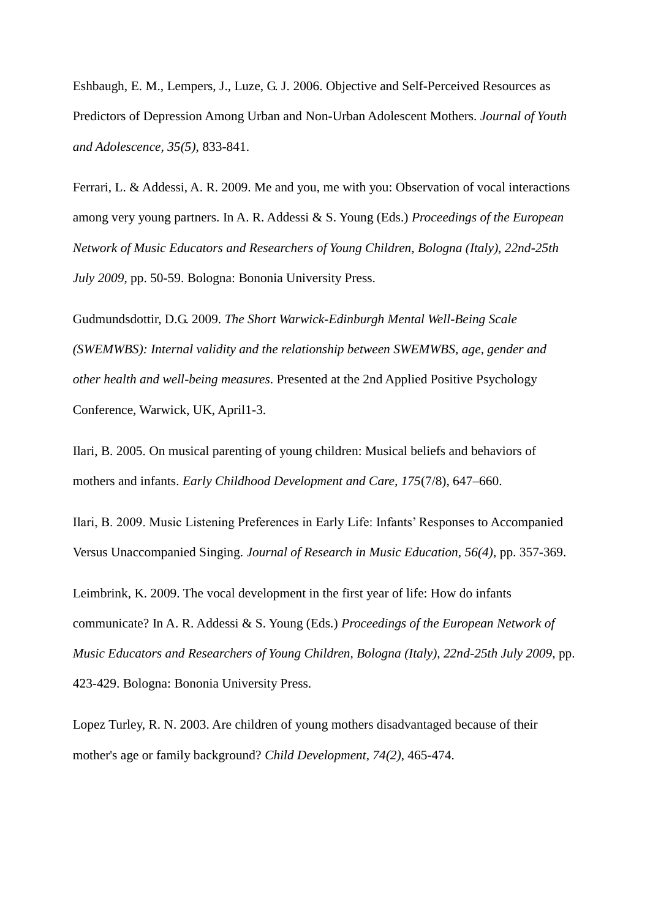Eshbaugh, E. M., Lempers, J., Luze, G. J. 2006. Objective and Self-Perceived Resources as Predictors of Depression Among Urban and Non-Urban Adolescent Mothers. *Journal of Youth and Adolescence, 35(5)*, 833-841.

Ferrari, L. & Addessi, A. R. 2009. Me and you, me with you: Observation of vocal interactions among very young partners. In A. R. Addessi & S. Young (Eds.) *Proceedings of the European Network of Music Educators and Researchers of Young Children, Bologna (Italy), 22nd-25th July 2009*, pp. 50-59. Bologna: Bononia University Press.

Gudmundsdottir, D.G. 2009. *The Short Warwick-Edinburgh Mental Well-Being Scale (SWEMWBS): Internal validity and the relationship between SWEMWBS, age, gender and other health and well-being measures*. Presented at the 2nd Applied Positive Psychology Conference, Warwick, UK, April1-3.

Ilari, B. 2005. On musical parenting of young children: Musical beliefs and behaviors of mothers and infants. *Early Childhood Development and Care, 175*(7/8), 647–660.

Ilari, B. 2009. Music Listening Preferences in Early Life: Infants' Responses to Accompanied Versus Unaccompanied Singing. *Journal of Research in Music Education, 56(4)*, pp. 357-369.

Leimbrink, K. 2009. The vocal development in the first year of life: How do infants communicate? In A. R. Addessi & S. Young (Eds.) *Proceedings of the European Network of Music Educators and Researchers of Young Children, Bologna (Italy), 22nd-25th July 2009*, pp. 423-429. Bologna: Bononia University Press.

Lopez Turley, R. N. 2003. Are children of young mothers disadvantaged because of their mother's age or family background? *Child Development, 74(2)*, 465-474.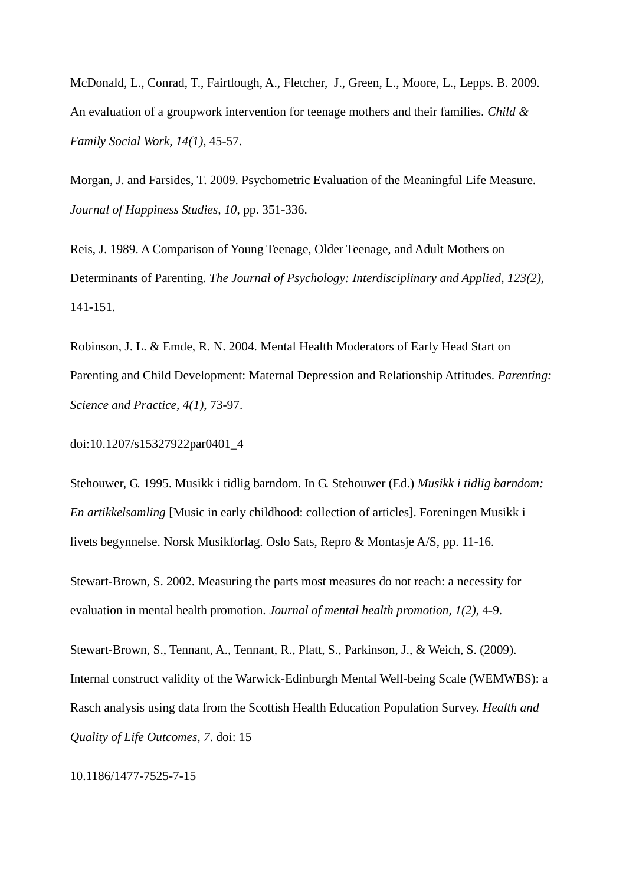McDonald, L., Conrad, T., Fairtlough, A., Fletcher,  J., Green, L., Moore, L., Lepps. B. 2009. An evaluation of a groupwork intervention for teenage mothers and their families. *Child & Family Social Work, 14(1)*, 45-57.

Morgan, J. and Farsides, T. 2009. Psychometric Evaluation of the Meaningful Life Measure. *Journal of Happiness Studies, 10*, pp. 351-336.

Reis, J. 1989. A Comparison of Young Teenage, Older Teenage, and Adult Mothers on Determinants of Parenting. *The Journal of Psychology: Interdisciplinary and Applied*, *123(2)*, 141-151.

Robinson, J. L. & Emde, R. N. 2004. Mental Health Moderators of Early Head Start on Parenting and Child Development: Maternal Depression and Relationship Attitudes. *Parenting: Science and Practice, 4(1)*, 73-97.

doi:10.1207/s15327922par0401_4

Stehouwer, G. 1995. Musikk i tidlig barndom. In G. Stehouwer (Ed.) *Musikk i tidlig barndom: En artikkelsamling* [Music in early childhood: collection of articles]. Foreningen Musikk i livets begynnelse. Norsk Musikforlag. Oslo Sats, Repro & Montasje A/S, pp. 11-16.

Stewart-Brown, S. 2002. Measuring the parts most measures do not reach: a necessity for evaluation in mental health promotion. *Journal of mental health promotion, 1(2)*, 4-9.

Stewart-Brown, S., Tennant, A., Tennant, R., Platt, S., Parkinson, J., & Weich, S. (2009). Internal construct validity of the Warwick-Edinburgh Mental Well-being Scale (WEMWBS): a Rasch analysis using data from the Scottish Health Education Population Survey. *Health and Quality of Life Outcomes, 7*. doi: 15

10.1186/1477-7525-7-15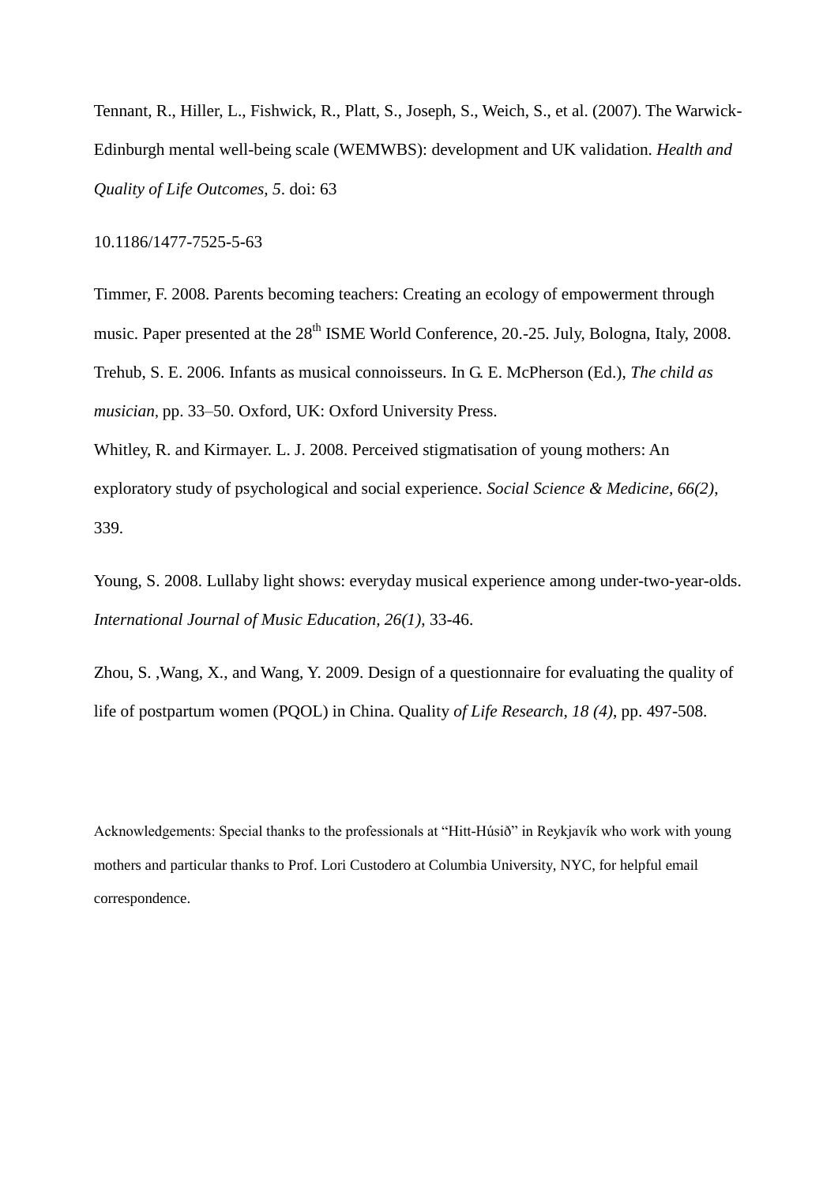Tennant, R., Hiller, L., Fishwick, R., Platt, S., Joseph, S., Weich, S., et al. (2007). The Warwick-Edinburgh mental well-being scale (WEMWBS): development and UK validation. *Health and Quality of Life Outcomes, 5*. doi: 63

10.1186/1477-7525-5-63

Timmer, F. 2008. Parents becoming teachers: Creating an ecology of empowerment through music. Paper presented at the 28th ISME World Conference, 20.-25. July, Bologna, Italy, 2008.

Trehub, S. E. 2006. Infants as musical connoisseurs. In G. E. McPherson (Ed.), *The child as musician*, pp. 33–50. Oxford, UK: Oxford University Press.

Whitley, R. and Kirmayer. L. J. 2008. Perceived stigmatisation of young mothers: An exploratory study of psychological and social experience. *Social Science & Medicine, 66(2)*, 339.

Young, S. 2008. Lullaby light shows: everyday musical experience among under-two-year-olds. *International Journal of Music Education, 26(1),* 33-46.

Zhou, S. ,Wang, X., and Wang, Y. 2009. Design of a questionnaire for evaluating the quality of life of postpartum women (PQOL) in China. Quality *of Life Research, 18 (4)*, pp. 497-508.

Acknowledgements: Special thanks to the professionals at "Hitt-Húsið" in Reykjavík who work with young mothers and particular thanks to Prof. Lori Custodero at Columbia University, NYC, for helpful email correspondence.